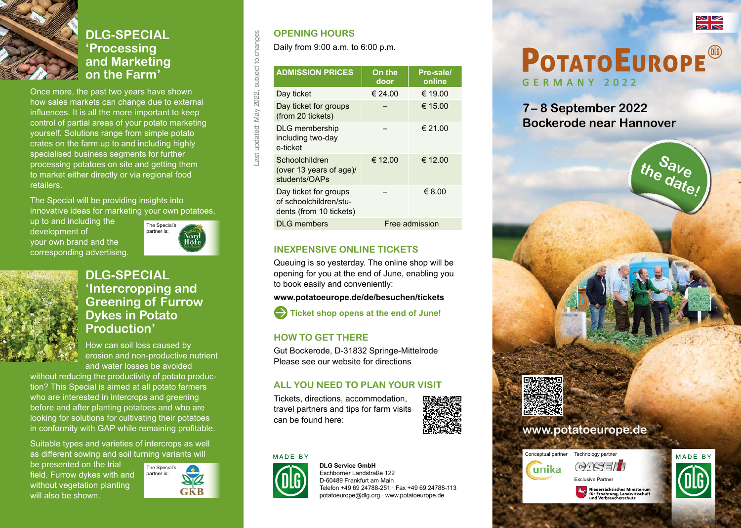## DLG-SPECIAL 'Processing and Marketing on the Farm'

Once more, the past two years have shown how sales markets can change due to external influences. It is all the more important to keep control of partial areas of your potato marketing yourself. Solutions range from simple potato crates on the farm up to and including highly specialised business segments for further processing potatoes on site and getting them to market either directly or via regional food retailers.

The Special will be providing insights into innovative ideas for marketing your own potatoes, up to and including the development of your own brand and the corresponding advertising.

The Special's partner is: Nord Höfe

## DLG-SPECIAL 'Intercropping and Greening of Furrow Dykes in Potato Production'

How can soil loss caused by erosion and non-productive nutrient and water losses be avoided without reducing the productivity of potato production? This Special is aimed at all potato farmers who are interested in intercrops and greening before and after planting potatoes and who are looking for solutions for cultivating their potatoes in conformity with GAP while remaining profitable.

Suitable types and varieties of intercrops as well as different sowing and soil turning variants will be presented on the trial field. Furrow dykes with and without vegetation planting will also be shown.

The Special's partner is: GKB

Last updated: May 2022, subject to changes

## OPENING HOURS

Daily from 9:00 a.m. to 6:00 p.m.

| ADMISSION PRICES | On the door | Pre-sale/ online |
|---|---|---|
| Day ticket | € 24.00 | € 19.00 |
| Day ticket for groups (from 20 tickets) | – | € 15.00 |
| DLG membership including two-day e-ticket | – | € 21.00 |
| Schoolchildren (over 13 years of age)/ students/OAPs | € 12.00 | € 12.00 |
| Day ticket for groups of schoolchildren/students (from 10 tickets) | – | € 8.00 |
| DLG members | Free admission | |

## INEXPENSIVE ONLINE TICKETS

Queuing is so yesterday. The online shop will be opening for you at the end of June, enabling you to book easily and conveniently:

**www.potatoeurope.de/de/besuchen/tickets**

**Ticket shop opens at the end of June!**

## HOW TO GET THERE

Gut Bockerode, D-31832 Springe-Mittelrode
Please see our website for directions

## ALL YOU NEED TO PLAN YOUR VISIT

Tickets, directions, accommodation, travel partners and tips for farm visits can be found here:

MADE BY

**DLG Service GmbH**
Eschborner Landstraße 122
D-60489 Frankfurt am Main
Telefon +49 69 24788-251 · Fax +49 69 24788-113
potatoeurope@dlg.org · www.potatoeurope.de

# POTATOEUROPE

GERMANY 2022

## 7– 8 September 2022
## Bockerode near Hannover

Save the date!

**www.potatoeurope.de**

Conceptual partner: unika
Technology partner: CASE IH
Exclusive Partner: Niedersächsisches Ministerium für Ernährung, Landwirtschaft und Verbraucherschutz

MADE BY DLG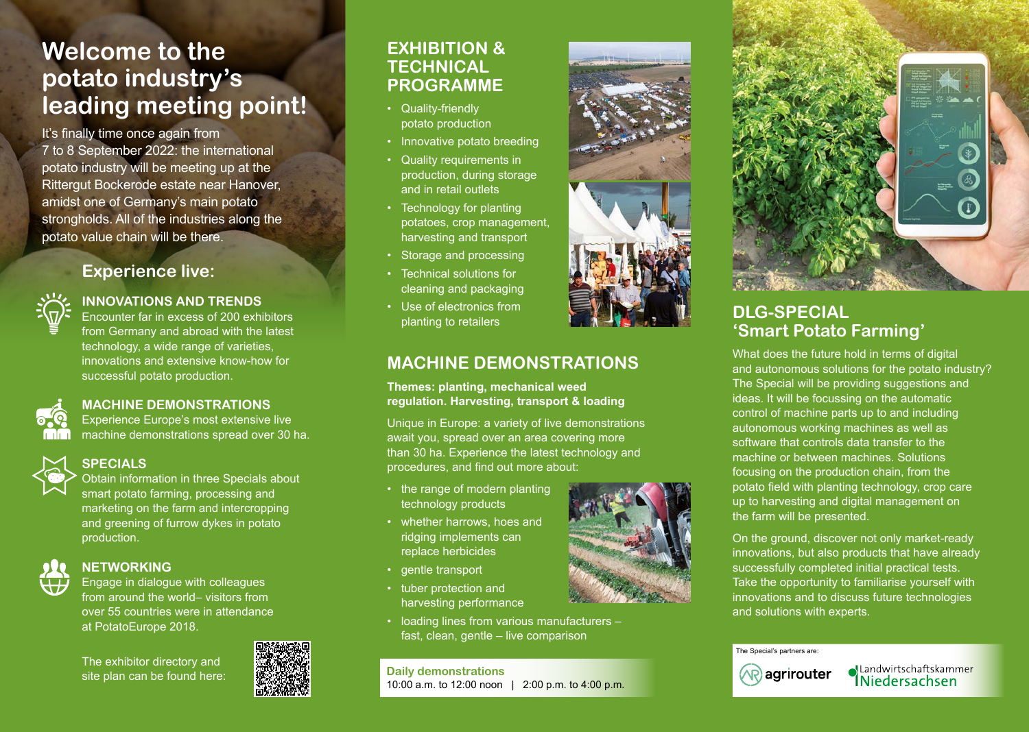# Welcome to the potato industry's leading meeting point!

It's finally time once again from 7 to 8 September 2022: the international potato industry will be meeting up at the Rittergut Bockerode estate near Hanover, amidst one of Germany's main potato strongholds. All of the industries along the potato value chain will be there.

## Experience live:

**INNOVATIONS AND TRENDS**
Encounter far in excess of 200 exhibitors from Germany and abroad with the latest technology, a wide range of varieties, innovations and extensive know-how for successful potato production.

**MACHINE DEMONSTRATIONS**
Experience Europe's most extensive live machine demonstrations spread over 30 ha.

**SPECIALS**
Obtain information in three Specials about smart potato farming, processing and marketing on the farm and intercropping and greening of furrow dykes in potato production.

**NETWORKING**
Engage in dialogue with colleagues from around the world– visitors from over 55 countries were in attendance at PotatoEurope 2018.

The exhibitor directory and site plan can be found here:

## EXHIBITION & TECHNICAL PROGRAMME

- Quality-friendly potato production
- Innovative potato breeding
- Quality requirements in production, during storage and in retail outlets
- Technology for planting potatoes, crop management, harvesting and transport
- Storage and processing
- Technical solutions for cleaning and packaging
- Use of electronics from planting to retailers

## MACHINE DEMONSTRATIONS

**Themes: planting, mechanical weed regulation. Harvesting, transport & loading**

Unique in Europe: a variety of live demonstrations await you, spread over an area covering more than 30 ha. Experience the latest technology and procedures, and find out more about:

- the range of modern planting technology products
- whether harrows, hoes and ridging implements can replace herbicides
- gentle transport
- tuber protection and harvesting performance
- loading lines from various manufacturers – fast, clean, gentle – live comparison

**Daily demonstrations**
10:00 a.m. to 12:00 noon | 2:00 p.m. to 4:00 p.m.

## DLG-SPECIAL 'Smart Potato Farming'

What does the future hold in terms of digital and autonomous solutions for the potato industry? The Special will be providing suggestions and ideas. It will be focussing on the automatic control of machine parts up to and including autonomous working machines as well as software that controls data transfer to the machine or between machines. Solutions focusing on the production chain, from the potato field with planting technology, crop care up to harvesting and digital management on the farm will be presented.

On the ground, discover not only market-ready innovations, but also products that have already successfully completed initial practical tests. Take the opportunity to familiarise yourself with innovations and to discuss future technologies and solutions with experts.

The Special's partners are:

agrirouter

Landwirtschaftskammer Niedersachsen